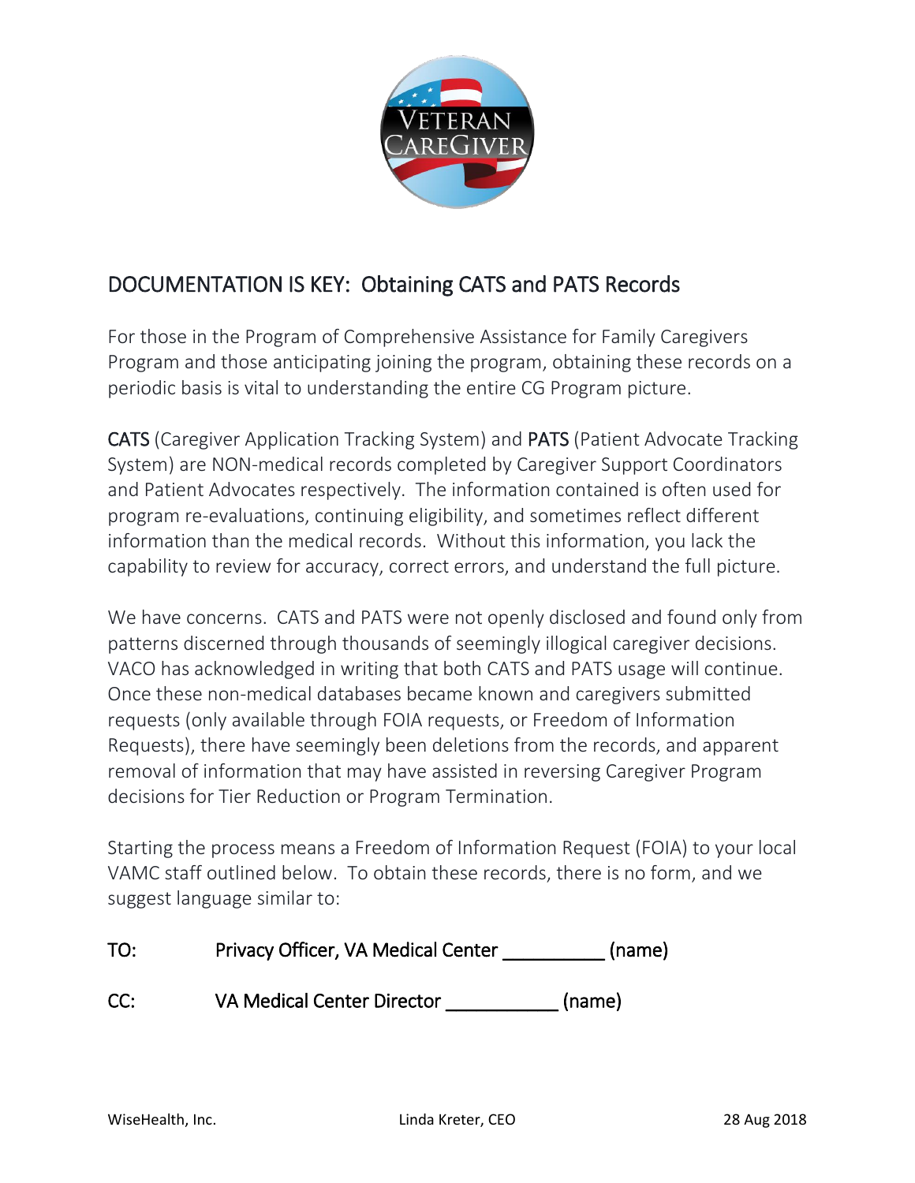## DOCUMENTATION IS KEY: Obtaining CATS and PATS Records

For those in the Program of Comprehensive Assistance for Family Caregivers Program and those anticipating joining the program, obtaining these records on a periodic basis is vital to understanding the entire CG Program picture.

CATS (Caregiver Application Tracking System) and PATS (Patient Advocate Tracking System) are NON-medical records completed by Caregiver Support Coordinators and Patient Advocates respectively. The information contained is often used for program re-evaluations, continuing eligibility, and sometimes reflect different information than the medical records. Without this information, you lack the capability to review for accuracy, correct errors, and understand the full picture.

We have concerns. CATS and PATS were not openly disclosed and found only from patterns discerned through thousands of seemingly illogical caregiver decisions. VACO has acknowledged in writing that both CATS and PATS usage will continue. Once these non-medical databases became known and caregivers submitted requests (only available through FOIA requests, or Freedom of Information Requests), there have seemingly been deletions from the records, and apparent removal of information that may have assisted in reversing Caregiver Program decisions for Tier Reduction or Program Termination.

Starting the process means a Freedom of Information Request (FOIA) to your local VAMC staff outlined below. To obtain these records, there is no form, and we suggest language similar to:

TO: Privacy Officer, VA Medical Center __________ (name)

CC: VA Medical Center Director ___________ (name)

WiseHealth, Inc. Linda Kreter, CEO 28 Aug 2018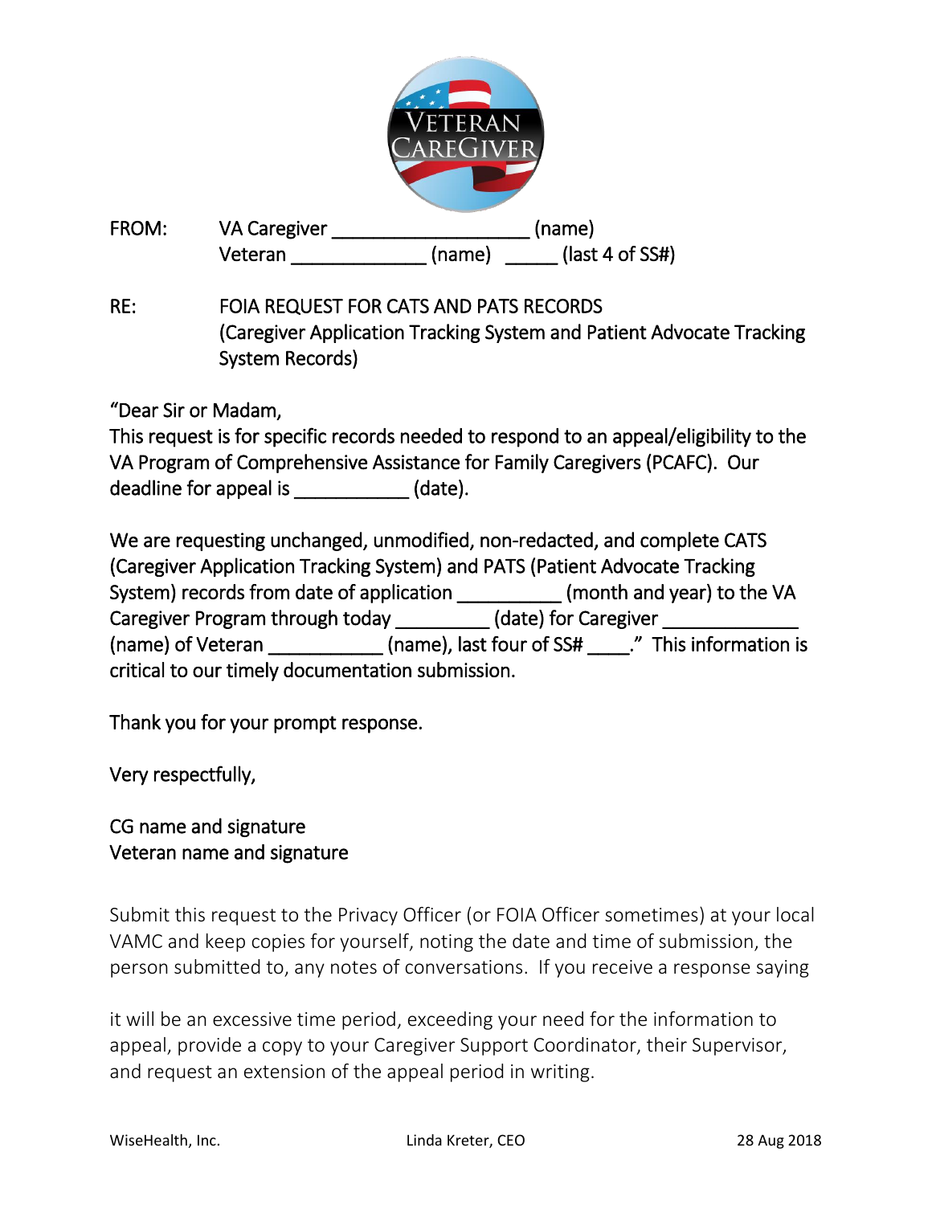FROM: VA Caregiver ___________________ (name)
Veteran _____________ (name) _____ (last 4 of SS#)

RE: FOIA REQUEST FOR CATS AND PATS RECORDS
(Caregiver Application Tracking System and Patient Advocate Tracking System Records)

"Dear Sir or Madam,
This request is for specific records needed to respond to an appeal/eligibility to the VA Program of Comprehensive Assistance for Family Caregivers (PCAFC). Our deadline for appeal is ___________ (date).

We are requesting unchanged, unmodified, non-redacted, and complete CATS (Caregiver Application Tracking System) and PATS (Patient Advocate Tracking System) records from date of application __________ (month and year) to the VA Caregiver Program through today _________ (date) for Caregiver _____________ (name) of Veteran ___________ (name), last four of SS# ____." This information is critical to our timely documentation submission.

Thank you for your prompt response.

Very respectfully,

CG name and signature
Veteran name and signature

Submit this request to the Privacy Officer (or FOIA Officer sometimes) at your local VAMC and keep copies for yourself, noting the date and time of submission, the person submitted to, any notes of conversations. If you receive a response saying

it will be an excessive time period, exceeding your need for the information to appeal, provide a copy to your Caregiver Support Coordinator, their Supervisor, and request an extension of the appeal period in writing.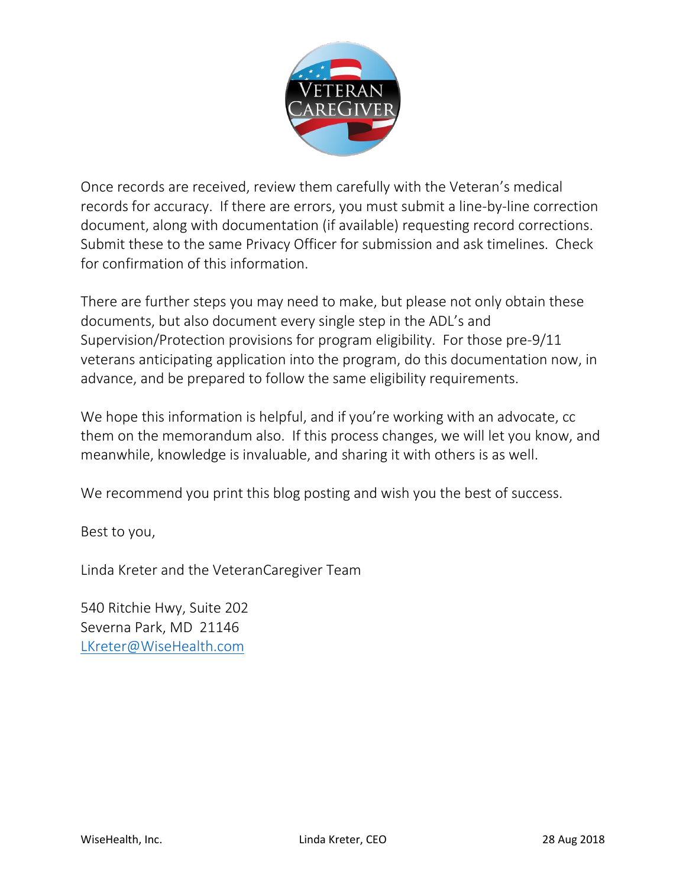Once records are received, review them carefully with the Veteran's medical records for accuracy. If there are errors, you must submit a line-by-line correction document, along with documentation (if available) requesting record corrections. Submit these to the same Privacy Officer for submission and ask timelines. Check for confirmation of this information.

There are further steps you may need to make, but please not only obtain these documents, but also document every single step in the ADL's and Supervision/Protection provisions for program eligibility. For those pre-9/11 veterans anticipating application into the program, do this documentation now, in advance, and be prepared to follow the same eligibility requirements.

We hope this information is helpful, and if you're working with an advocate, cc them on the memorandum also. If this process changes, we will let you know, and meanwhile, knowledge is invaluable, and sharing it with others is as well.

We recommend you print this blog posting and wish you the best of success.

Best to you,

Linda Kreter and the VeteranCaregiver Team

540 Ritchie Hwy, Suite 202
Severna Park, MD 21146
[LKreter@WiseHealth.com](mailto:LKreter@WiseHealth.com)